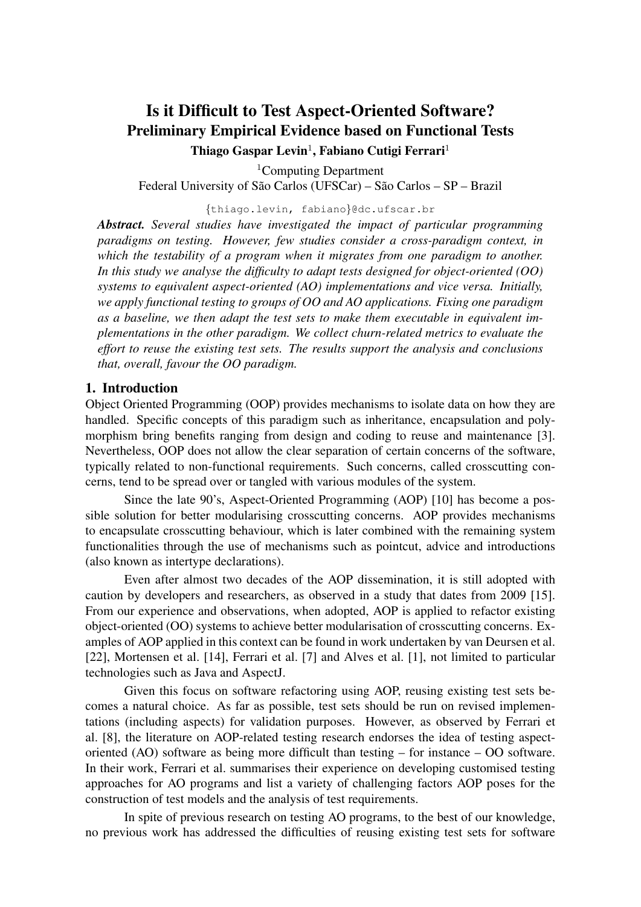# Is it Difficult to Test Aspect-Oriented Software?

## Preliminary Empirical Evidence based on Functional Tests

**Thiago Gaspar Levin**[1], **Fabiano Cutigi Ferrari**[1]

[1]Computing Department
Federal University of São Carlos (UFSCar) – São Carlos – SP – Brazil

{thiago.levin, fabiano}@dc.ufscar.br

***Abstract.*** *Several studies have investigated the impact of particular programming paradigms on testing. However, few studies consider a cross-paradigm context, in which the testability of a program when it migrates from one paradigm to another. In this study we analyse the difficulty to adapt tests designed for object-oriented (OO) systems to equivalent aspect-oriented (AO) implementations and vice versa. Initially, we apply functional testing to groups of OO and AO applications. Fixing one paradigm as a baseline, we then adapt the test sets to make them executable in equivalent implementations in the other paradigm. We collect churn-related metrics to evaluate the effort to reuse the existing test sets. The results support the analysis and conclusions that, overall, favour the OO paradigm.*

## 1. Introduction

Object Oriented Programming (OOP) provides mechanisms to isolate data on how they are handled. Specific concepts of this paradigm such as inheritance, encapsulation and polymorphism bring benefits ranging from design and coding to reuse and maintenance [3]. Nevertheless, OOP does not allow the clear separation of certain concerns of the software, typically related to non-functional requirements. Such concerns, called crosscutting concerns, tend to be spread over or tangled with various modules of the system.

Since the late 90's, Aspect-Oriented Programming (AOP) [10] has become a possible solution for better modularising crosscutting concerns. AOP provides mechanisms to encapsulate crosscutting behaviour, which is later combined with the remaining system functionalities through the use of mechanisms such as pointcut, advice and introductions (also known as intertype declarations).

Even after almost two decades of the AOP dissemination, it is still adopted with caution by developers and researchers, as observed in a study that dates from 2009 [15]. From our experience and observations, when adopted, AOP is applied to refactor existing object-oriented (OO) systems to achieve better modularisation of crosscutting concerns. Examples of AOP applied in this context can be found in work undertaken by van Deursen et al. [22], Mortensen et al. [14], Ferrari et al. [7] and Alves et al. [1], not limited to particular technologies such as Java and AspectJ.

Given this focus on software refactoring using AOP, reusing existing test sets becomes a natural choice. As far as possible, test sets should be run on revised implementations (including aspects) for validation purposes. However, as observed by Ferrari et al. [8], the literature on AOP-related testing research endorses the idea of testing aspect-oriented (AO) software as being more difficult than testing – for instance – OO software. In their work, Ferrari et al. summarises their experience on developing customised testing approaches for AO programs and list a variety of challenging factors AOP poses for the construction of test models and the analysis of test requirements.

In spite of previous research on testing AO programs, to the best of our knowledge, no previous work has addressed the difficulties of reusing existing test sets for software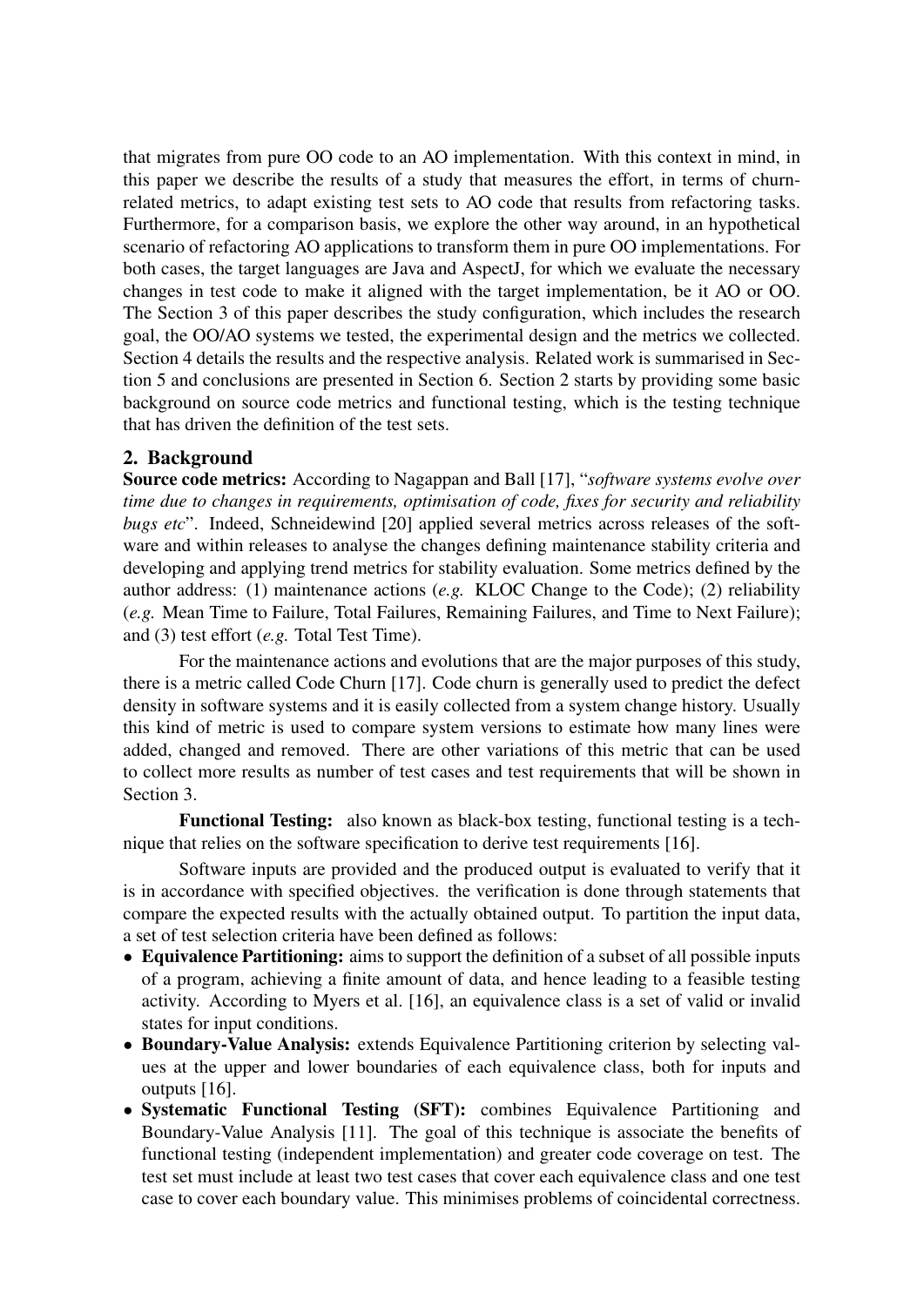that migrates from pure OO code to an AO implementation. With this context in mind, in this paper we describe the results of a study that measures the effort, in terms of churn-related metrics, to adapt existing test sets to AO code that results from refactoring tasks. Furthermore, for a comparison basis, we explore the other way around, in an hypothetical scenario of refactoring AO applications to transform them in pure OO implementations. For both cases, the target languages are Java and AspectJ, for which we evaluate the necessary changes in test code to make it aligned with the target implementation, be it AO or OO. The Section 3 of this paper describes the study configuration, which includes the research goal, the OO/AO systems we tested, the experimental design and the metrics we collected. Section 4 details the results and the respective analysis. Related work is summarised in Section 5 and conclusions are presented in Section 6. Section 2 starts by providing some basic background on source code metrics and functional testing, which is the testing technique that has driven the definition of the test sets.

## 2. Background

**Source code metrics:** According to Nagappan and Ball [17], "*software systems evolve over time due to changes in requirements, optimisation of code, fixes for security and reliability bugs etc*". Indeed, Schneidewind [20] applied several metrics across releases of the software and within releases to analyse the changes defining maintenance stability criteria and developing and applying trend metrics for stability evaluation. Some metrics defined by the author address: (1) maintenance actions (*e.g.* KLOC Change to the Code); (2) reliability (*e.g.* Mean Time to Failure, Total Failures, Remaining Failures, and Time to Next Failure); and (3) test effort (*e.g.* Total Test Time).

For the maintenance actions and evolutions that are the major purposes of this study, there is a metric called Code Churn [17]. Code churn is generally used to predict the defect density in software systems and it is easily collected from a system change history. Usually this kind of metric is used to compare system versions to estimate how many lines were added, changed and removed. There are other variations of this metric that can be used to collect more results as number of test cases and test requirements that will be shown in Section 3.

**Functional Testing:** also known as black-box testing, functional testing is a technique that relies on the software specification to derive test requirements [16].

Software inputs are provided and the produced output is evaluated to verify that it is in accordance with specified objectives. the verification is done through statements that compare the expected results with the actually obtained output. To partition the input data, a set of test selection criteria have been defined as follows:

- **Equivalence Partitioning:** aims to support the definition of a subset of all possible inputs of a program, achieving a finite amount of data, and hence leading to a feasible testing activity. According to Myers et al. [16], an equivalence class is a set of valid or invalid states for input conditions.
- **Boundary-Value Analysis:** extends Equivalence Partitioning criterion by selecting values at the upper and lower boundaries of each equivalence class, both for inputs and outputs [16].
- **Systematic Functional Testing (SFT):** combines Equivalence Partitioning and Boundary-Value Analysis [11]. The goal of this technique is associate the benefits of functional testing (independent implementation) and greater code coverage on test. The test set must include at least two test cases that cover each equivalence class and one test case to cover each boundary value. This minimises problems of coincidental correctness.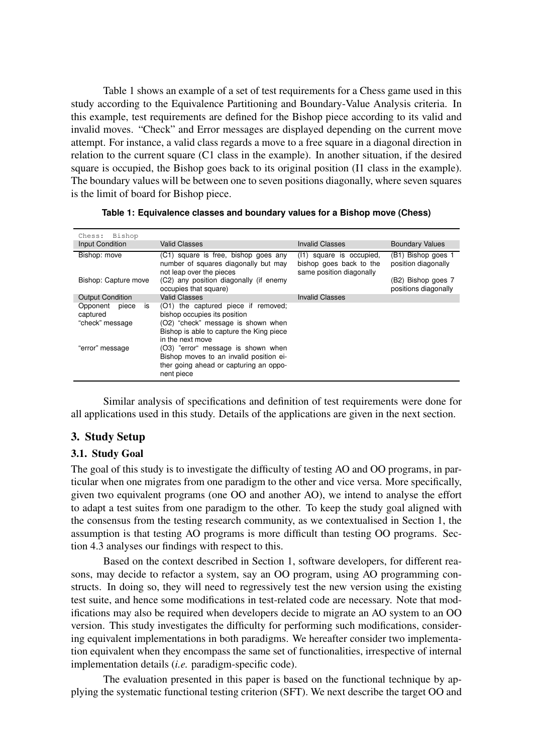Table 1 shows an example of a set of test requirements for a Chess game used in this study according to the Equivalence Partitioning and Boundary-Value Analysis criteria. In this example, test requirements are defined for the Bishop piece according to its valid and invalid moves. "Check" and Error messages are displayed depending on the current move attempt. For instance, a valid class regards a move to a free square in a diagonal direction in relation to the current square (C1 class in the example). In another situation, if the desired square is occupied, the Bishop goes back to its original position (I1 class in the example). The boundary values will be between one to seven positions diagonally, where seven squares is the limit of board for Bishop piece.

**Table 1: Equivalence classes and boundary values for a Bishop move (Chess)**

| Chess: Bishop | | | |
|---|---|---|---|
| Input Condition | Valid Classes | Invalid Classes | Boundary Values |
| Bishop: move | (C1) square is free, bishop goes any number of squares diagonally but may not leap over the pieces | (I1) square is occupied, bishop goes back to the same position diagonally | (B1) Bishop goes 1 position diagonally |
| Bishop: Capture move | (C2) any position diagonally (if enemy occupies that square) | | (B2) Bishop goes 7 positions diagonally |
| Output Condition | Valid Classes | Invalid Classes | |
| Opponent piece is captured | (O1) the captured piece if removed; bishop occupies its position | | |
| "check" message | (O2) "check" message is shown when Bishop is able to capture the King piece in the next move | | |
| "error" message | (O3) "error" message is shown when Bishop moves to an invalid position either going ahead or capturing an opponent piece | | |

Similar analysis of specifications and definition of test requirements were done for all applications used in this study. Details of the applications are given in the next section.

## 3. Study Setup

### 3.1. Study Goal

The goal of this study is to investigate the difficulty of testing AO and OO programs, in particular when one migrates from one paradigm to the other and vice versa. More specifically, given two equivalent programs (one OO and another AO), we intend to analyse the effort to adapt a test suites from one paradigm to the other. To keep the study goal aligned with the consensus from the testing research community, as we contextualised in Section 1, the assumption is that testing AO programs is more difficult than testing OO programs. Section 4.3 analyses our findings with respect to this.

Based on the context described in Section 1, software developers, for different reasons, may decide to refactor a system, say an OO program, using AO programming constructs. In doing so, they will need to regressively test the new version using the existing test suite, and hence some modifications in test-related code are necessary. Note that modifications may also be required when developers decide to migrate an AO system to an OO version. This study investigates the difficulty for performing such modifications, considering equivalent implementations in both paradigms. We hereafter consider two implementation equivalent when they encompass the same set of functionalities, irrespective of internal implementation details (*i.e.* paradigm-specific code).

The evaluation presented in this paper is based on the functional technique by applying the systematic functional testing criterion (SFT). We next describe the target OO and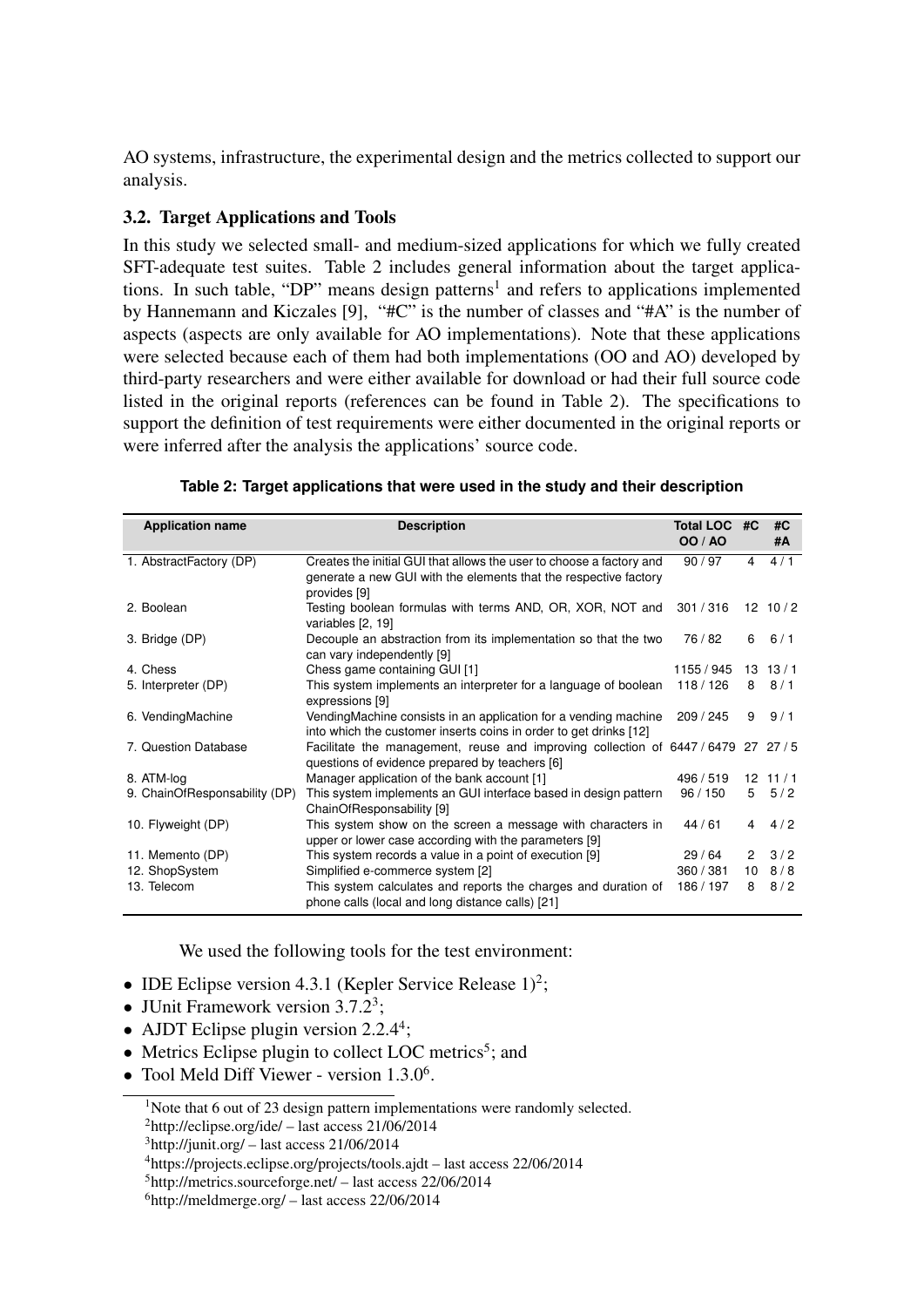AO systems, infrastructure, the experimental design and the metrics collected to support our analysis.

### 3.2. Target Applications and Tools

In this study we selected small- and medium-sized applications for which we fully created SFT-adequate test suites. Table 2 includes general information about the target applications. In such table, "DP" means design patterns[1] and refers to applications implemented by Hannemann and Kiczales [9], "#C" is the number of classes and "#A" is the number of aspects (aspects are only available for AO implementations). Note that these applications were selected because each of them had both implementations (OO and AO) developed by third-party researchers and were either available for download or had their full source code listed in the original reports (references can be found in Table 2). The specifications to support the definition of test requirements were either documented in the original reports or were inferred after the analysis the applications' source code.

**Table 2: Target applications that were used in the study and their description**

| Application name | Description | Total LOC OO / AO | #C | #C #A |
|---|---|---|---|---|
| 1. AbstractFactory (DP) | Creates the initial GUI that allows the user to choose a factory and generate a new GUI with the elements that the respective factory provides [9] | 90 / 97 | 4 | 4 / 1 |
| 2. Boolean | Testing boolean formulas with terms AND, OR, XOR, NOT and variables [2, 19] | 301 / 316 | 12 | 10 / 2 |
| 3. Bridge (DP) | Decouple an abstraction from its implementation so that the two can vary independently [9] | 76 / 82 | 6 | 6 / 1 |
| 4. Chess | Chess game containing GUI [1] | 1155 / 945 | 13 | 13 / 1 |
| 5. Interpreter (DP) | This system implements an interpreter for a language of boolean expressions [9] | 118 / 126 | 8 | 8 / 1 |
| 6. VendingMachine | VendingMachine consists in an application for a vending machine into which the customer inserts coins in order to get drinks [12] | 209 / 245 | 9 | 9 / 1 |
| 7. Question Database | Facilitate the management, reuse and improving collection of questions of evidence prepared by teachers [6] | 6447 / 6479 | 27 | 27 / 5 |
| 8. ATM-log | Manager application of the bank account [1] | 496 / 519 | 12 | 11 / 1 |
| 9. ChainOfResponsability (DP) | This system implements an GUI interface based in design pattern ChainOfResponsability [9] | 96 / 150 | 5 | 5 / 2 |
| 10. Flyweight (DP) | This system show on the screen a message with characters in upper or lower case according with the parameters [9] | 44 / 61 | 4 | 4 / 2 |
| 11. Memento (DP) | This system records a value in a point of execution [9] | 29 / 64 | 2 | 3 / 2 |
| 12. ShopSystem | Simplified e-commerce system [2] | 360 / 381 | 10 | 8 / 8 |
| 13. Telecom | This system calculates and reports the charges and duration of phone calls (local and long distance calls) [21] | 186 / 197 | 8 | 8 / 2 |

We used the following tools for the test environment:

- IDE Eclipse version 4.3.1 (Kepler Service Release 1)[2];
- JUnit Framework version 3.7.2[3];
- AJDT Eclipse plugin version 2.2.4[4];
- Metrics Eclipse plugin to collect LOC metrics[5]; and
- Tool Meld Diff Viewer - version 1.3.0[6].

[1] Note that 6 out of 23 design pattern implementations were randomly selected.

[2] http://eclipse.org/ide/ – last access 21/06/2014

[3] http://junit.org/ – last access 21/06/2014

[4] https://projects.eclipse.org/projects/tools.ajdt – last access 22/06/2014

[5] http://metrics.sourceforge.net/ – last access 22/06/2014

[6] http://meldmerge.org/ – last access 22/06/2014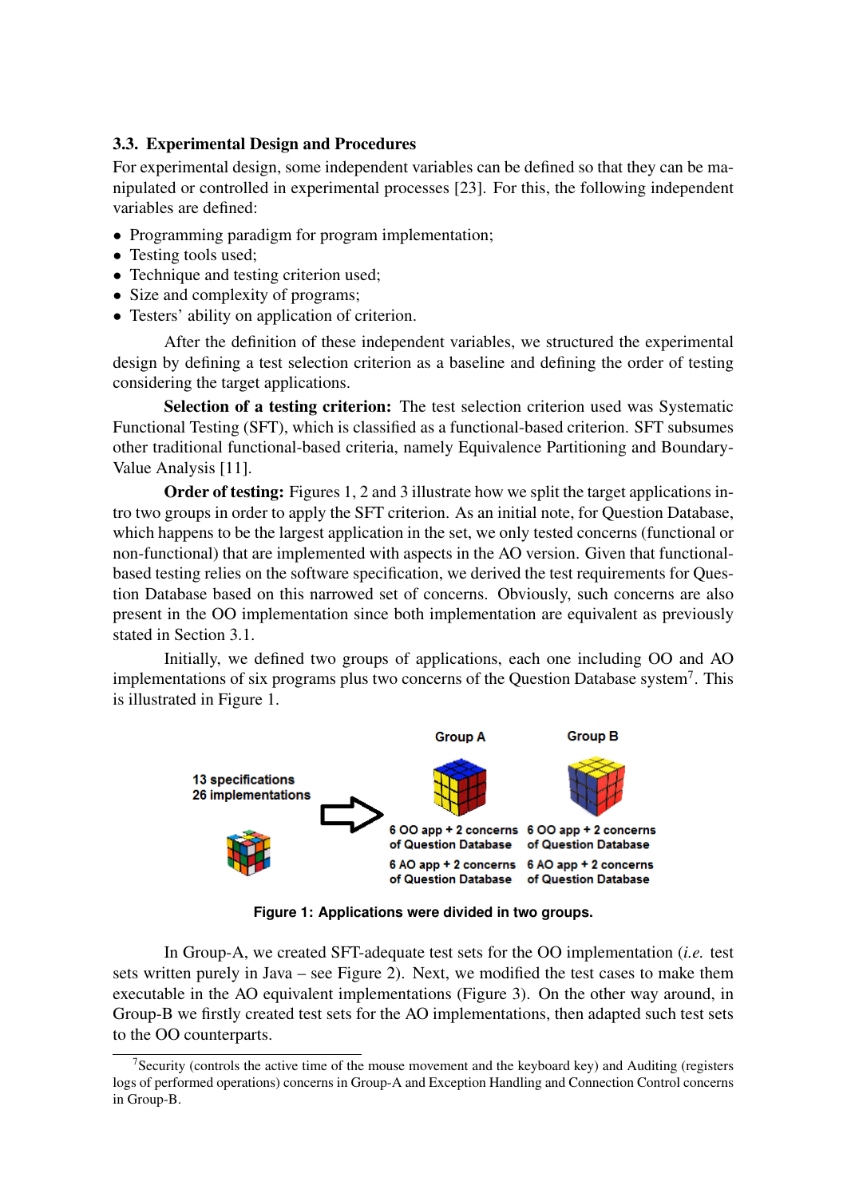### 3.3. Experimental Design and Procedures

For experimental design, some independent variables can be defined so that they can be manipulated or controlled in experimental processes [23]. For this, the following independent variables are defined:

- Programming paradigm for program implementation;
- Testing tools used;
- Technique and testing criterion used;
- Size and complexity of programs;
- Testers' ability on application of criterion.

After the definition of these independent variables, we structured the experimental design by defining a test selection criterion as a baseline and defining the order of testing considering the target applications.

**Selection of a testing criterion:** The test selection criterion used was Systematic Functional Testing (SFT), which is classified as a functional-based criterion. SFT subsumes other traditional functional-based criteria, namely Equivalence Partitioning and Boundary-Value Analysis [11].

**Order of testing:** Figures 1, 2 and 3 illustrate how we split the target applications intro two groups in order to apply the SFT criterion. As an initial note, for Question Database, which happens to be the largest application in the set, we only tested concerns (functional or non-functional) that are implemented with aspects in the AO version. Given that functional-based testing relies on the software specification, we derived the test requirements for Question Database based on this narrowed set of concerns. Obviously, such concerns are also present in the OO implementation since both implementation are equivalent as previously stated in Section 3.1.

Initially, we defined two groups of applications, each one including OO and AO implementations of six programs plus two concerns of the Question Database system[7]. This is illustrated in Figure 1.

13 specifications
26 implementations

Group A
6 OO app + 2 concerns of Question Database
6 AO app + 2 concerns of Question Database

Group B
6 OO app + 2 concerns of Question Database
6 AO app + 2 concerns of Question Database

**Figure 1: Applications were divided in two groups.**

In Group-A, we created SFT-adequate test sets for the OO implementation (*i.e.* test sets written purely in Java – see Figure 2). Next, we modified the test cases to make them executable in the AO equivalent implementations (Figure 3). On the other way around, in Group-B we firstly created test sets for the AO implementations, then adapted such test sets to the OO counterparts.

[7] Security (controls the active time of the mouse movement and the keyboard key) and Auditing (registers logs of performed operations) concerns in Group-A and Exception Handling and Connection Control concerns in Group-B.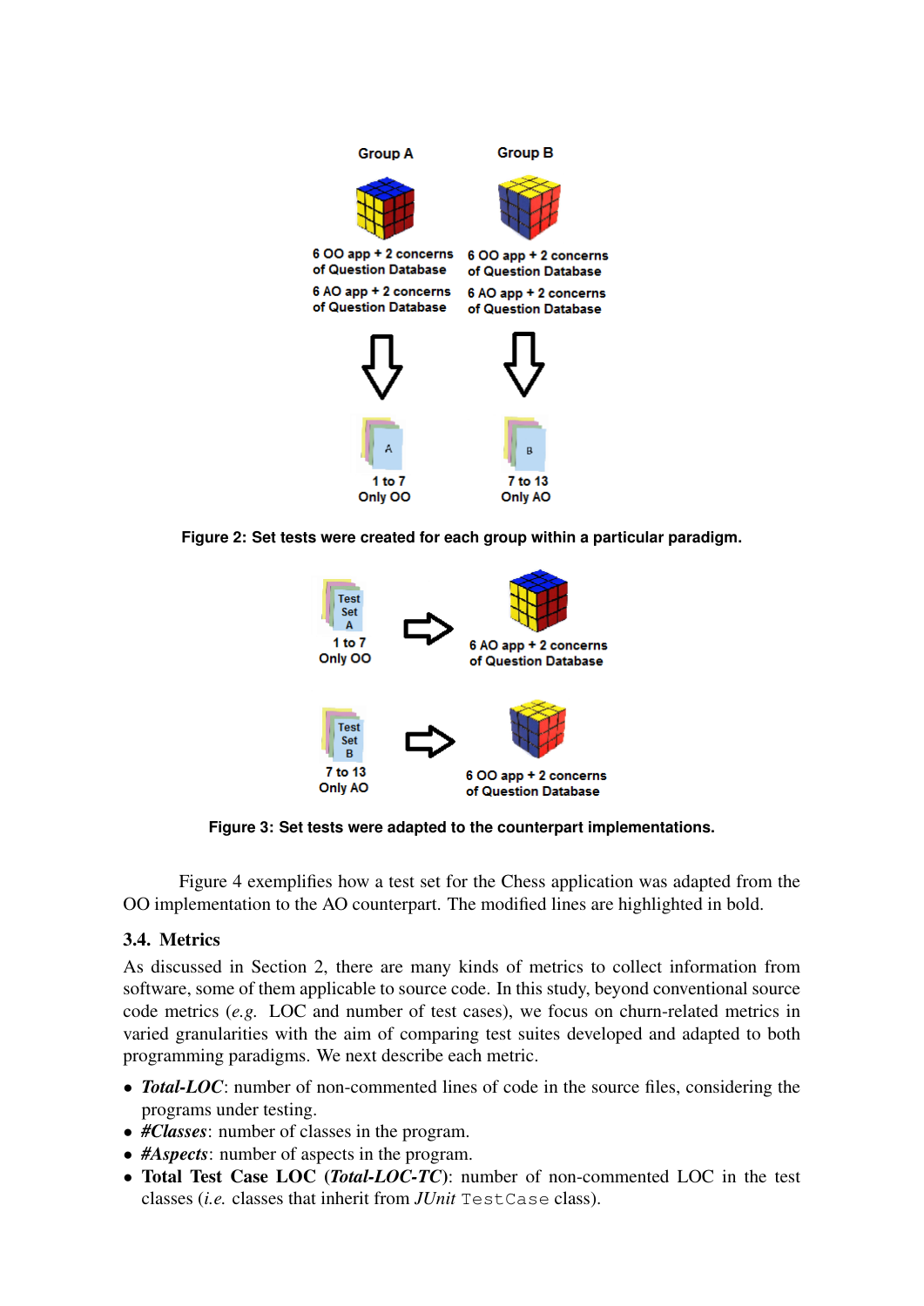Figure 2: Set tests were created for each group within a particular paradigm.

Figure 3: Set tests were adapted to the counterpart implementations.

Figure 4 exemplifies how a test set for the Chess application was adapted from the OO implementation to the AO counterpart. The modified lines are highlighted in bold.

### 3.4. Metrics

As discussed in Section 2, there are many kinds of metrics to collect information from software, some of them applicable to source code. In this study, beyond conventional source code metrics (*e.g.* LOC and number of test cases), we focus on churn-related metrics in varied granularities with the aim of comparing test suites developed and adapted to both programming paradigms. We next describe each metric.

- ***Total-LOC***: number of non-commented lines of code in the source files, considering the programs under testing.
- ***#Classes***: number of classes in the program.
- ***#Aspects***: number of aspects in the program.
- **Total Test Case LOC (*Total-LOC-TC*)**: number of non-commented LOC in the test classes (*i.e.* classes that inherit from *JUnit* `TestCase` class).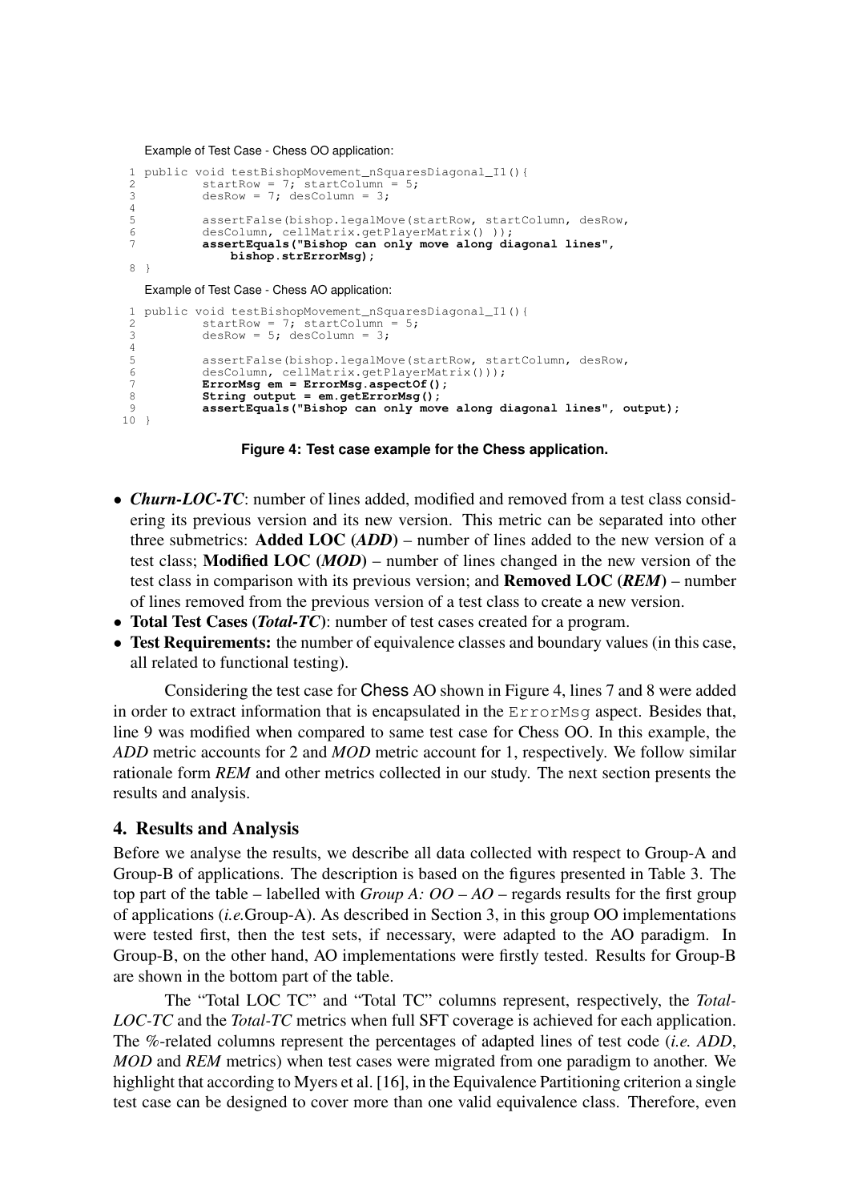Example of Test Case - Chess OO application:

```
1 public void testBishopMovement_nSquaresDiagonal_I1(){
2         startRow = 7; startColumn = 5;
3         desRow = 7; desColumn = 3;
4
5         assertFalse(bishop.legalMove(startRow, startColumn, desRow,
6         desColumn, cellMatrix.getPlayerMatrix() ));
7         assertEquals("Bishop can only move along diagonal lines",
              bishop.strErrorMsg);
8 }
```

Example of Test Case - Chess AO application:

```
1 public void testBishopMovement_nSquaresDiagonal_I1(){
2         startRow = 7; startColumn = 5;
3         desRow = 5; desColumn = 3;
4
5         assertFalse(bishop.legalMove(startRow, startColumn, desRow,
6         desColumn, cellMatrix.getPlayerMatrix()));
7         ErrorMsg em = ErrorMsg.aspectOf();
8         String output = em.getErrorMsg();
9         assertEquals("Bishop can only move along diagonal lines", output);
10 }
```

**Figure 4: Test case example for the Chess application.**

- ***Churn-LOC-TC***: number of lines added, modified and removed from a test class considering its previous version and its new version. This metric can be separated into other three submetrics: **Added LOC (*ADD*)** – number of lines added to the new version of a test class; **Modified LOC (*MOD*)** – number of lines changed in the new version of the test class in comparison with its previous version; and **Removed LOC (*REM*)** – number of lines removed from the previous version of a test class to create a new version.
- **Total Test Cases (*Total-TC*)**: number of test cases created for a program.
- **Test Requirements:** the number of equivalence classes and boundary values (in this case, all related to functional testing).

Considering the test case for Chess AO shown in Figure 4, lines 7 and 8 were added in order to extract information that is encapsulated in the ErrorMsg aspect. Besides that, line 9 was modified when compared to same test case for Chess OO. In this example, the *ADD* metric accounts for 2 and *MOD* metric account for 1, respectively. We follow similar rationale form *REM* and other metrics collected in our study. The next section presents the results and analysis.

## 4. Results and Analysis

Before we analyse the results, we describe all data collected with respect to Group-A and Group-B of applications. The description is based on the figures presented in Table 3. The top part of the table – labelled with *Group A: OO – AO* – regards results for the first group of applications (*i.e.*Group-A). As described in Section 3, in this group OO implementations were tested first, then the test sets, if necessary, were adapted to the AO paradigm. In Group-B, on the other hand, AO implementations were firstly tested. Results for Group-B are shown in the bottom part of the table.

The "Total LOC TC" and "Total TC" columns represent, respectively, the *Total-LOC-TC* and the *Total-TC* metrics when full SFT coverage is achieved for each application. The %-related columns represent the percentages of adapted lines of test code (*i.e. ADD*, *MOD* and *REM* metrics) when test cases were migrated from one paradigm to another. We highlight that according to Myers et al. [16], in the Equivalence Partitioning criterion a single test case can be designed to cover more than one valid equivalence class. Therefore, even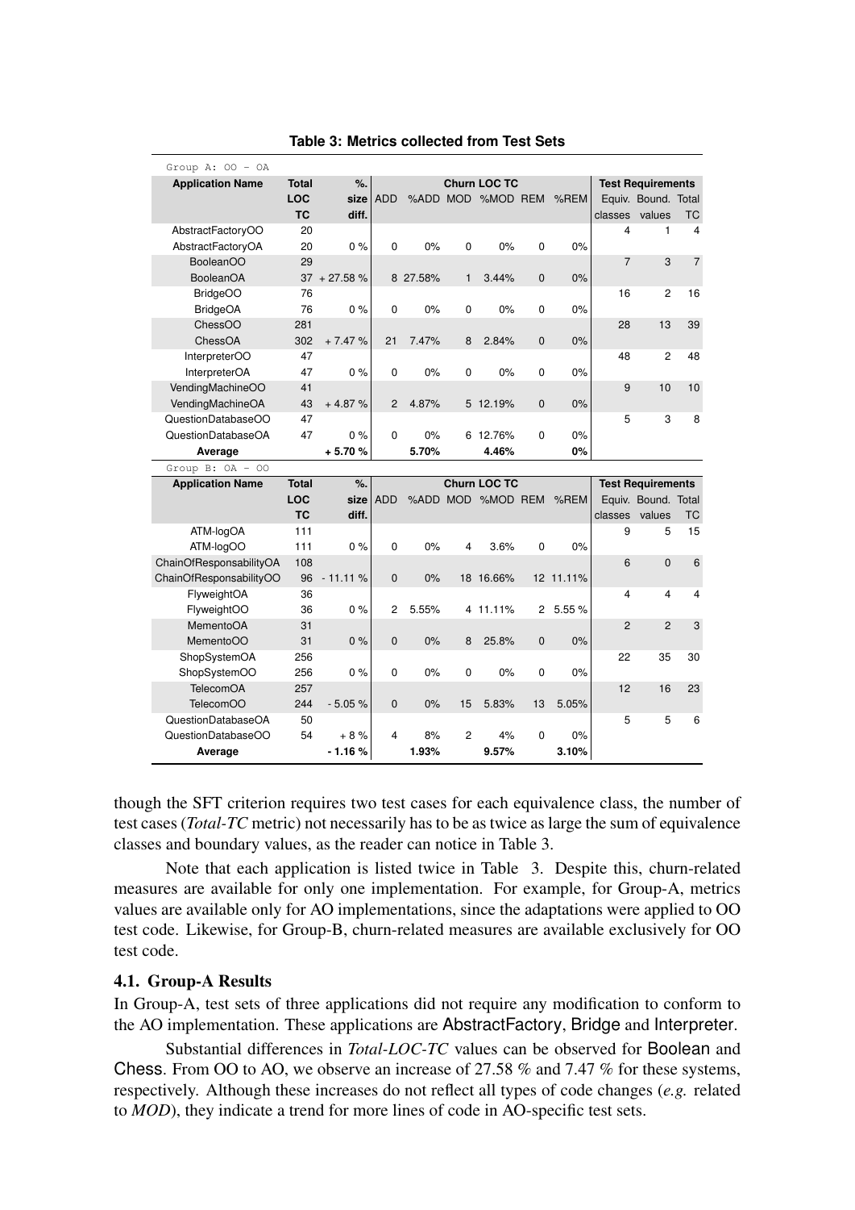**Table 3: Metrics collected from Test Sets**

| Group A: OO – OA | | | | | | | | | | | | |
|---|---|---|---|---|---|---|---|---|---|---|---|---|
| **Application Name** | **Total LOC TC** | **%. size diff.** | **Churn LOC TC** | | | | | | **Test Requirements** | | |
| | | | ADD | %ADD | MOD | %MOD | REM | %REM | Equiv. classes | Bound. values | Total TC |
| AbstractFactoryOO | 20 | | | | | | | | 4 | 1 | 4 |
| AbstractFactoryOA | 20 | 0 % | 0 | 0% | 0 | 0% | 0 | 0% | | | |
| BooleanOO | 29 | | | | | | | | 7 | 3 | 7 |
| BooleanOA | 37 | + 27.58 % | 8 | 27.58% | 1 | 3.44% | 0 | 0% | | | |
| BridgeOO | 76 | | | | | | | | 16 | 2 | 16 |
| BridgeOA | 76 | 0 % | 0 | 0% | 0 | 0% | 0 | 0% | | | |
| ChessOO | 281 | | | | | | | | 28 | 13 | 39 |
| ChessOA | 302 | + 7.47 % | 21 | 7.47% | 8 | 2.84% | 0 | 0% | | | |
| InterpreterOO | 47 | | | | | | | | 48 | 2 | 48 |
| InterpreterOA | 47 | 0 % | 0 | 0% | 0 | 0% | 0 | 0% | | | |
| VendingMachineOO | 41 | | | | | | | | 9 | 10 | 10 |
| VendingMachineOA | 43 | + 4.87 % | 2 | 4.87% | 5 | 12.19% | 0 | 0% | | | |
| QuestionDatabaseOO | 47 | | | | | | | | 5 | 3 | 8 |
| QuestionDatabaseOA | 47 | 0 % | 0 | 0% | 6 | 12.76% | 0 | 0% | | | |
| **Average** | | **+ 5.70 %** | | **5.70%** | | **4.46%** | | **0%** | | | |
| Group B: OA – OO | | | | | | | | | | | |
| **Application Name** | **Total LOC TC** | **%. size diff.** | **Churn LOC TC** | | | | | | **Test Requirements** | | |
| | | | ADD | %ADD | MOD | %MOD | REM | %REM | Equiv. classes | Bound. values | Total TC |
| ATM-logOA | 111 | | | | | | | | 9 | 5 | 15 |
| ATM-logOO | 111 | 0 % | 0 | 0% | 4 | 3.6% | 0 | 0% | | | |
| ChainOfResponsabilityOA | 108 | | | | | | | | 6 | 0 | 6 |
| ChainOfResponsabilityOO | 96 | - 11.11 % | 0 | 0% | 18 | 16.66% | 12 | 11.11% | | | |
| FlyweightOA | 36 | | | | | | | | 4 | 4 | 4 |
| FlyweightOO | 36 | 0 % | 2 | 5.55% | 4 | 11.11% | 2 | 5.55 % | | | |
| MementoOA | 31 | | | | | | | | 2 | 2 | 3 |
| MementoOO | 31 | 0 % | 0 | 0% | 8 | 25.8% | 0 | 0% | | | |
| ShopSystemOA | 256 | | | | | | | | 22 | 35 | 30 |
| ShopSystemOO | 256 | 0 % | 0 | 0% | 0 | 0% | 0 | 0% | | | |
| TelecomOA | 257 | | | | | | | | 12 | 16 | 23 |
| TelecomOO | 244 | - 5.05 % | 0 | 0% | 15 | 5.83% | 13 | 5.05% | | | |
| QuestionDatabaseOA | 50 | | | | | | | | 5 | 5 | 6 |
| QuestionDatabaseOO | 54 | + 8 % | 4 | 8% | 2 | 4% | 0 | 0% | | | |
| **Average** | | **- 1.16 %** | | **1.93%** | | **9.57%** | | **3.10%** | | | |

though the SFT criterion requires two test cases for each equivalence class, the number of test cases (*Total-TC* metric) not necessarily has to be as twice as large the sum of equivalence classes and boundary values, as the reader can notice in Table 3.

Note that each application is listed twice in Table 3. Despite this, churn-related measures are available for only one implementation. For example, for Group-A, metrics values are available only for AO implementations, since the adaptations were applied to OO test code. Likewise, for Group-B, churn-related measures are available exclusively for OO test code.

### 4.1. Group-A Results

In Group-A, test sets of three applications did not require any modification to conform to the AO implementation. These applications are AbstractFactory, Bridge and Interpreter.

Substantial differences in *Total-LOC-TC* values can be observed for Boolean and Chess. From OO to AO, we observe an increase of 27.58 % and 7.47 % for these systems, respectively. Although these increases do not reflect all types of code changes (*e.g.* related to *MOD*), they indicate a trend for more lines of code in AO-specific test sets.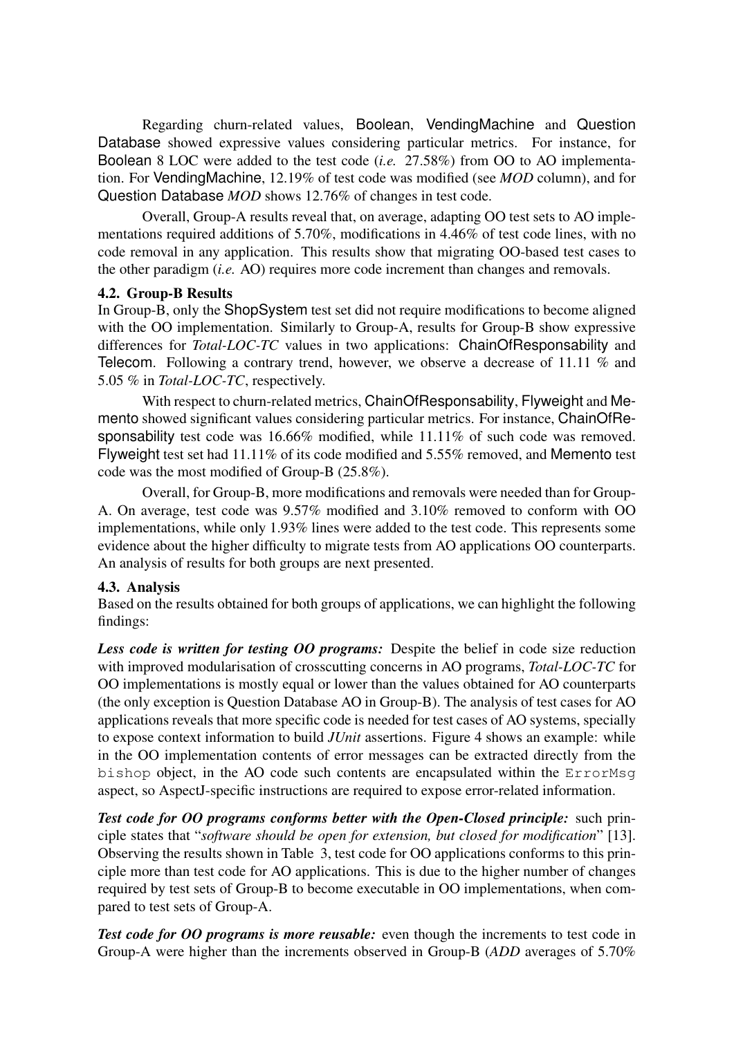Regarding churn-related values, Boolean, VendingMachine and Question Database showed expressive values considering particular metrics. For instance, for Boolean 8 LOC were added to the test code (*i.e.* 27.58%) from OO to AO implementation. For VendingMachine, 12.19% of test code was modified (see *MOD* column), and for Question Database *MOD* shows 12.76% of changes in test code.

Overall, Group-A results reveal that, on average, adapting OO test sets to AO implementations required additions of 5.70%, modifications in 4.46% of test code lines, with no code removal in any application. This results show that migrating OO-based test cases to the other paradigm (*i.e.* AO) requires more code increment than changes and removals.

### 4.2. Group-B Results

In Group-B, only the ShopSystem test set did not require modifications to become aligned with the OO implementation. Similarly to Group-A, results for Group-B show expressive differences for *Total-LOC-TC* values in two applications: ChainOfResponsability and Telecom. Following a contrary trend, however, we observe a decrease of 11.11 % and 5.05 % in *Total-LOC-TC*, respectively.

With respect to churn-related metrics, ChainOfResponsability, Flyweight and Memento showed significant values considering particular metrics. For instance, ChainOfResponsability test code was 16.66% modified, while 11.11% of such code was removed. Flyweight test set had 11.11% of its code modified and 5.55% removed, and Memento test code was the most modified of Group-B (25.8%).

Overall, for Group-B, more modifications and removals were needed than for Group-A. On average, test code was 9.57% modified and 3.10% removed to conform with OO implementations, while only 1.93% lines were added to the test code. This represents some evidence about the higher difficulty to migrate tests from AO applications OO counterparts. An analysis of results for both groups are next presented.

### 4.3. Analysis

Based on the results obtained for both groups of applications, we can highlight the following findings:

***Less code is written for testing OO programs:*** Despite the belief in code size reduction with improved modularisation of crosscutting concerns in AO programs, *Total-LOC-TC* for OO implementations is mostly equal or lower than the values obtained for AO counterparts (the only exception is Question Database AO in Group-B). The analysis of test cases for AO applications reveals that more specific code is needed for test cases of AO systems, specially to expose context information to build *JUnit* assertions. Figure 4 shows an example: while in the OO implementation contents of error messages can be extracted directly from the `bishop` object, in the AO code such contents are encapsulated within the `ErrorMsg` aspect, so AspectJ-specific instructions are required to expose error-related information.

***Test code for OO programs conforms better with the Open-Closed principle:*** such principle states that "*software should be open for extension, but closed for modification*" [13]. Observing the results shown in Table 3, test code for OO applications conforms to this principle more than test code for AO applications. This is due to the higher number of changes required by test sets of Group-B to become executable in OO implementations, when compared to test sets of Group-A.

***Test code for OO programs is more reusable:*** even though the increments to test code in Group-A were higher than the increments observed in Group-B (*ADD* averages of 5.70%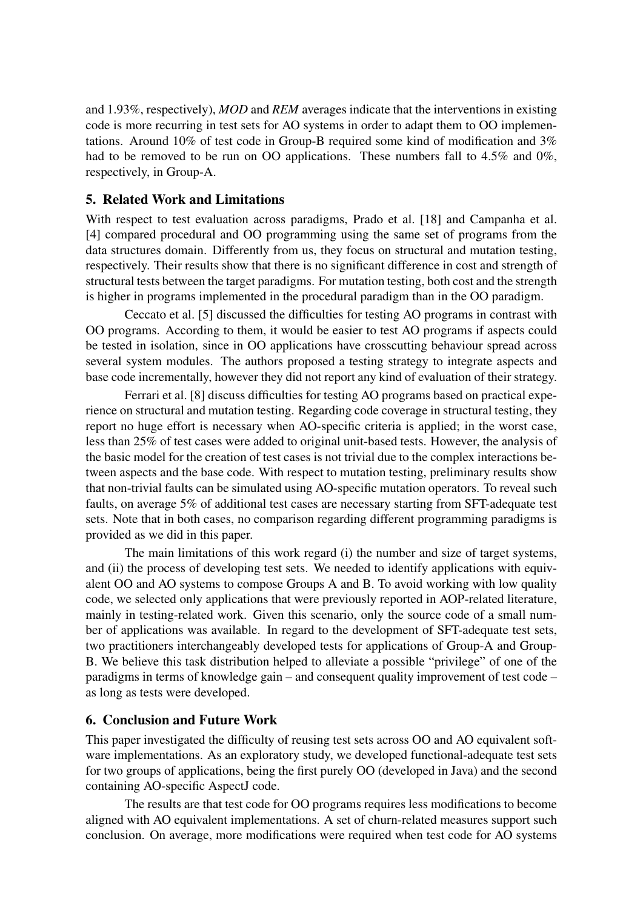and 1.93%, respectively), *MOD* and *REM* averages indicate that the interventions in existing code is more recurring in test sets for AO systems in order to adapt them to OO implementations. Around 10% of test code in Group-B required some kind of modification and 3% had to be removed to be run on OO applications. These numbers fall to 4.5% and 0%, respectively, in Group-A.

## 5. Related Work and Limitations

With respect to test evaluation across paradigms, Prado et al. [18] and Campanha et al. [4] compared procedural and OO programming using the same set of programs from the data structures domain. Differently from us, they focus on structural and mutation testing, respectively. Their results show that there is no significant difference in cost and strength of structural tests between the target paradigms. For mutation testing, both cost and the strength is higher in programs implemented in the procedural paradigm than in the OO paradigm.

Ceccato et al. [5] discussed the difficulties for testing AO programs in contrast with OO programs. According to them, it would be easier to test AO programs if aspects could be tested in isolation, since in OO applications have crosscutting behaviour spread across several system modules. The authors proposed a testing strategy to integrate aspects and base code incrementally, however they did not report any kind of evaluation of their strategy.

Ferrari et al. [8] discuss difficulties for testing AO programs based on practical experience on structural and mutation testing. Regarding code coverage in structural testing, they report no huge effort is necessary when AO-specific criteria is applied; in the worst case, less than 25% of test cases were added to original unit-based tests. However, the analysis of the basic model for the creation of test cases is not trivial due to the complex interactions between aspects and the base code. With respect to mutation testing, preliminary results show that non-trivial faults can be simulated using AO-specific mutation operators. To reveal such faults, on average 5% of additional test cases are necessary starting from SFT-adequate test sets. Note that in both cases, no comparison regarding different programming paradigms is provided as we did in this paper.

The main limitations of this work regard (i) the number and size of target systems, and (ii) the process of developing test sets. We needed to identify applications with equivalent OO and AO systems to compose Groups A and B. To avoid working with low quality code, we selected only applications that were previously reported in AOP-related literature, mainly in testing-related work. Given this scenario, only the source code of a small number of applications was available. In regard to the development of SFT-adequate test sets, two practitioners interchangeably developed tests for applications of Group-A and Group-B. We believe this task distribution helped to alleviate a possible "privilege" of one of the paradigms in terms of knowledge gain – and consequent quality improvement of test code – as long as tests were developed.

## 6. Conclusion and Future Work

This paper investigated the difficulty of reusing test sets across OO and AO equivalent software implementations. As an exploratory study, we developed functional-adequate test sets for two groups of applications, being the first purely OO (developed in Java) and the second containing AO-specific AspectJ code.

The results are that test code for OO programs requires less modifications to become aligned with AO equivalent implementations. A set of churn-related measures support such conclusion. On average, more modifications were required when test code for AO systems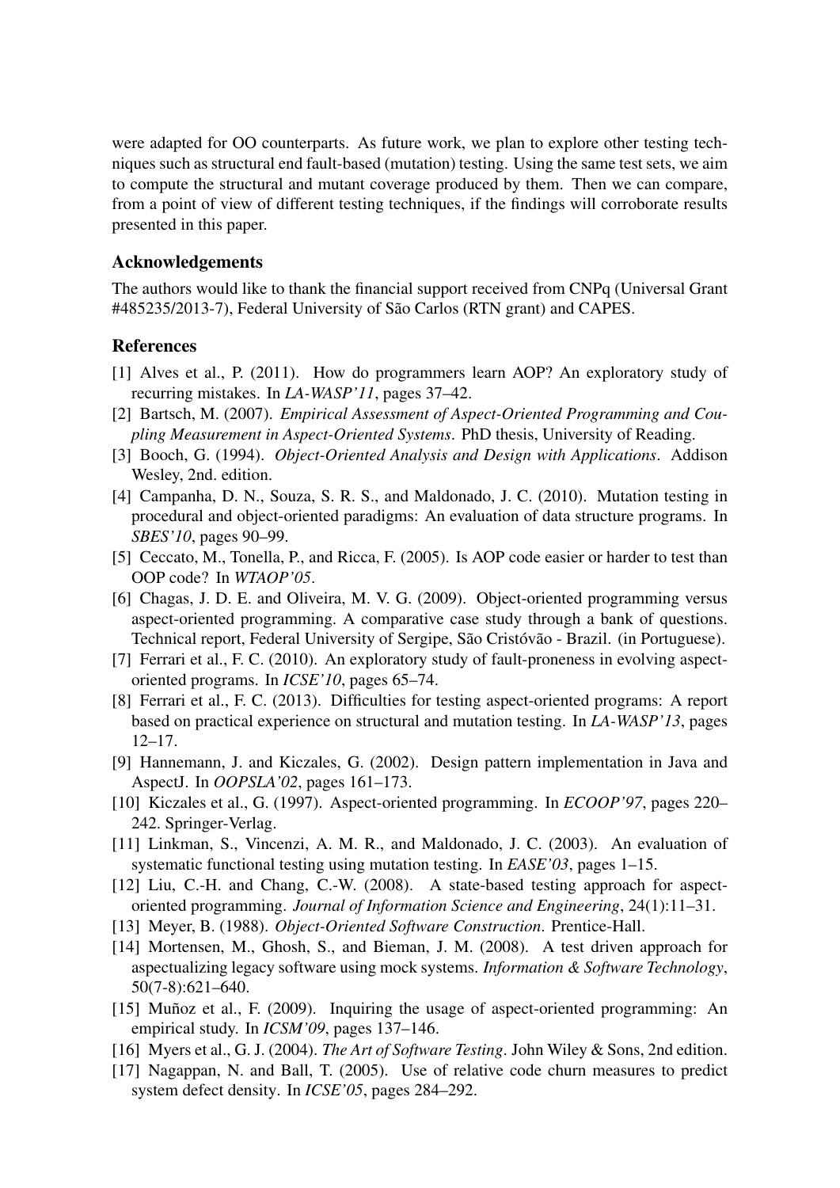were adapted for OO counterparts. As future work, we plan to explore other testing techniques such as structural end fault-based (mutation) testing. Using the same test sets, we aim to compute the structural and mutant coverage produced by them. Then we can compare, from a point of view of different testing techniques, if the findings will corroborate results presented in this paper.

## Acknowledgements

The authors would like to thank the financial support received from CNPq (Universal Grant #485235/2013-7), Federal University of São Carlos (RTN grant) and CAPES.

## References

[1] Alves et al., P. (2011). How do programmers learn AOP? An exploratory study of recurring mistakes. In *LA-WASP'11*, pages 37–42.

[2] Bartsch, M. (2007). *Empirical Assessment of Aspect-Oriented Programming and Coupling Measurement in Aspect-Oriented Systems*. PhD thesis, University of Reading.

[3] Booch, G. (1994). *Object-Oriented Analysis and Design with Applications*. Addison Wesley, 2nd. edition.

[4] Campanha, D. N., Souza, S. R. S., and Maldonado, J. C. (2010). Mutation testing in procedural and object-oriented paradigms: An evaluation of data structure programs. In *SBES'10*, pages 90–99.

[5] Ceccato, M., Tonella, P., and Ricca, F. (2005). Is AOP code easier or harder to test than OOP code? In *WTAOP'05*.

[6] Chagas, J. D. E. and Oliveira, M. V. G. (2009). Object-oriented programming versus aspect-oriented programming. A comparative case study through a bank of questions. Technical report, Federal University of Sergipe, São Cristóvão - Brazil. (in Portuguese).

[7] Ferrari et al., F. C. (2010). An exploratory study of fault-proneness in evolving aspect-oriented programs. In *ICSE'10*, pages 65–74.

[8] Ferrari et al., F. C. (2013). Difficulties for testing aspect-oriented programs: A report based on practical experience on structural and mutation testing. In *LA-WASP'13*, pages 12–17.

[9] Hannemann, J. and Kiczales, G. (2002). Design pattern implementation in Java and AspectJ. In *OOPSLA'02*, pages 161–173.

[10] Kiczales et al., G. (1997). Aspect-oriented programming. In *ECOOP'97*, pages 220–242. Springer-Verlag.

[11] Linkman, S., Vincenzi, A. M. R., and Maldonado, J. C. (2003). An evaluation of systematic functional testing using mutation testing. In *EASE'03*, pages 1–15.

[12] Liu, C.-H. and Chang, C.-W. (2008). A state-based testing approach for aspect-oriented programming. *Journal of Information Science and Engineering*, 24(1):11–31.

[13] Meyer, B. (1988). *Object-Oriented Software Construction*. Prentice-Hall.

[14] Mortensen, M., Ghosh, S., and Bieman, J. M. (2008). A test driven approach for aspectualizing legacy software using mock systems. *Information & Software Technology*, 50(7-8):621–640.

[15] Muñoz et al., F. (2009). Inquiring the usage of aspect-oriented programming: An empirical study. In *ICSM'09*, pages 137–146.

[16] Myers et al., G. J. (2004). *The Art of Software Testing*. John Wiley & Sons, 2nd edition.

[17] Nagappan, N. and Ball, T. (2005). Use of relative code churn measures to predict system defect density. In *ICSE'05*, pages 284–292.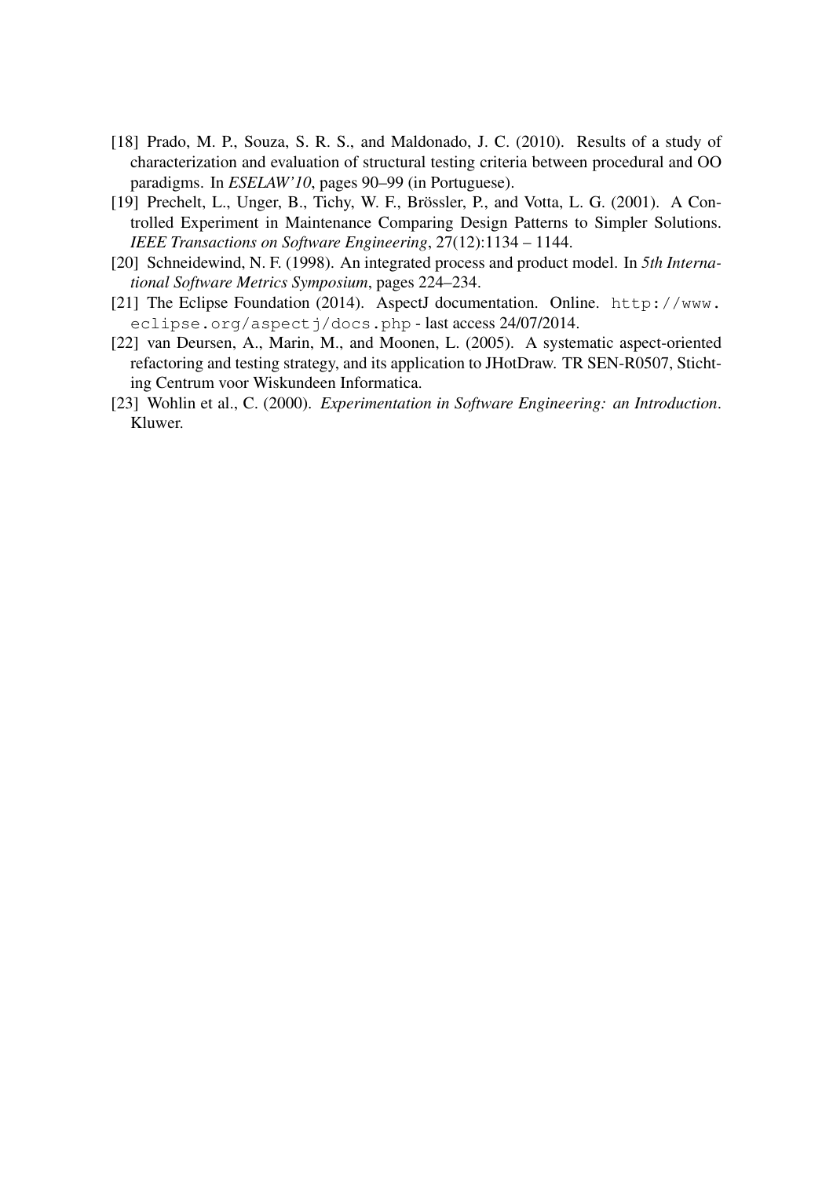[18] Prado, M. P., Souza, S. R. S., and Maldonado, J. C. (2010). Results of a study of characterization and evaluation of structural testing criteria between procedural and OO paradigms. In *ESELAW'10*, pages 90–99 (in Portuguese).

[19] Prechelt, L., Unger, B., Tichy, W. F., Brössler, P., and Votta, L. G. (2001). A Controlled Experiment in Maintenance Comparing Design Patterns to Simpler Solutions. *IEEE Transactions on Software Engineering*, 27(12):1134 – 1144.

[20] Schneidewind, N. F. (1998). An integrated process and product model. In *5th International Software Metrics Symposium*, pages 224–234.

[21] The Eclipse Foundation (2014). AspectJ documentation. Online. `http://www.eclipse.org/aspectj/docs.php` - last access 24/07/2014.

[22] van Deursen, A., Marin, M., and Moonen, L. (2005). A systematic aspect-oriented refactoring and testing strategy, and its application to JHotDraw. TR SEN-R0507, Stichting Centrum voor Wiskundeen Informatica.

[23] Wohlin et al., C. (2000). *Experimentation in Software Engineering: an Introduction*. Kluwer.